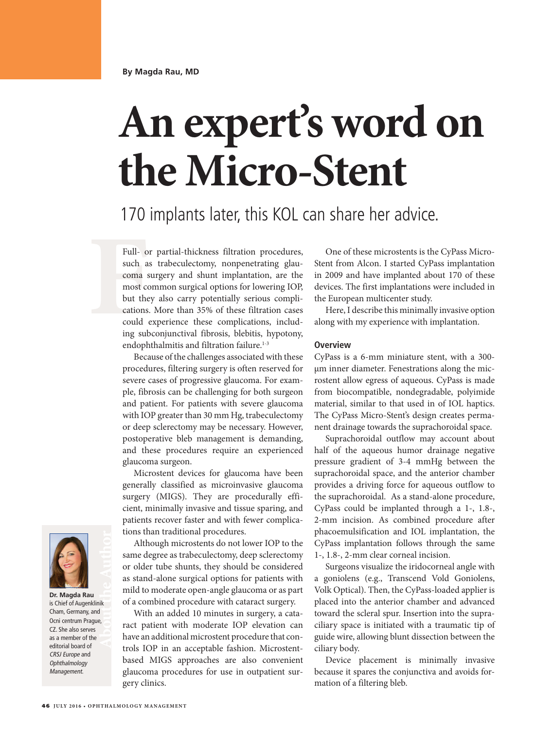By Magda Rau, MD

# An expert's word on the Micro-Stent

## 170 implants later, this KOL can share her advice.

Full- or partial-thickness filtration procedures, such as trabeculectomy, nonpenetrating glaucoma surgery and shunt implantation, are the most common surgical options for lowering IOP, but they also carry potentially serious complications. More than 35% of these filtration cases could experience these complications, including subconjunctival fibrosis, blebitis, hypotony, endophthalmitis and filtration failure.[1-3]

Because of the challenges associated with these procedures, filtering surgery is often reserved for severe cases of progressive glaucoma. For example, fibrosis can be challenging for both surgeon and patient. For patients with severe glaucoma with IOP greater than 30 mm Hg, trabeculectomy or deep sclerectomy may be necessary. However, postoperative bleb management is demanding, and these procedures require an experienced glaucoma surgeon.

Microstent devices for glaucoma have been generally classified as microinvasive glaucoma surgery (MIGS). They are procedurally efficient, minimally invasive and tissue sparing, and patients recover faster and with fewer complications than traditional procedures.

Although microstents do not lower IOP to the same degree as trabeculectomy, deep sclerectomy or older tube shunts, they should be considered as stand-alone surgical options for patients with mild to moderate open-angle glaucoma or as part of a combined procedure with cataract surgery.

With an added 10 minutes in surgery, a cataract patient with moderate IOP elevation can have an additional microstent procedure that controls IOP in an acceptable fashion. Microstent-based MIGS approaches are also convenient glaucoma procedures for use in outpatient surgery clinics.

One of these microstents is the CyPass Micro-Stent from Alcon. I started CyPass implantation in 2009 and have implanted about 170 of these devices. The first implantations were included in the European multicenter study.

Here, I describe this minimally invasive option along with my experience with implantation.

### Overview

CyPass is a 6-mm miniature stent, with a 300-µm inner diameter. Fenestrations along the microstent allow egress of aqueous. CyPass is made from biocompatible, nondegradable, polyimide material, similar to that used in of IOL haptics. The CyPass Micro-Stent's design creates permanent drainage towards the suprachoroidal space.

Suprachoroidal outflow may account about half of the aqueous humor drainage negative pressure gradient of 3-4 mmHg between the suprachoroidal space, and the anterior chamber provides a driving force for aqueous outflow to the suprachoroidal. As a stand-alone procedure, CyPass could be implanted through a 1-, 1.8-, 2-mm incision. As combined procedure after phacoemulsification and IOL implantation, the CyPass implantation follows through the same 1-, 1.8-, 2-mm clear corneal incision.

Surgeons visualize the iridocorneal angle with a goniolens (e.g., Transcend Vold Goniolens, Volk Optical). Then, the CyPass-loaded applier is placed into the anterior chamber and advanced toward the scleral spur. Insertion into the supraciliary space is initiated with a traumatic tip of guide wire, allowing blunt dissection between the ciliary body.

Device placement is minimally invasive because it spares the conjunctiva and avoids formation of a filtering bleb.

**About the Author**

**Dr. Magda Rau** is Chief of Augenklinik Cham, Germany, and Ocni centrum Prague, CZ. She also serves as a member of the editorial board of *CRSJ Europe* and *Ophthalmology Management.*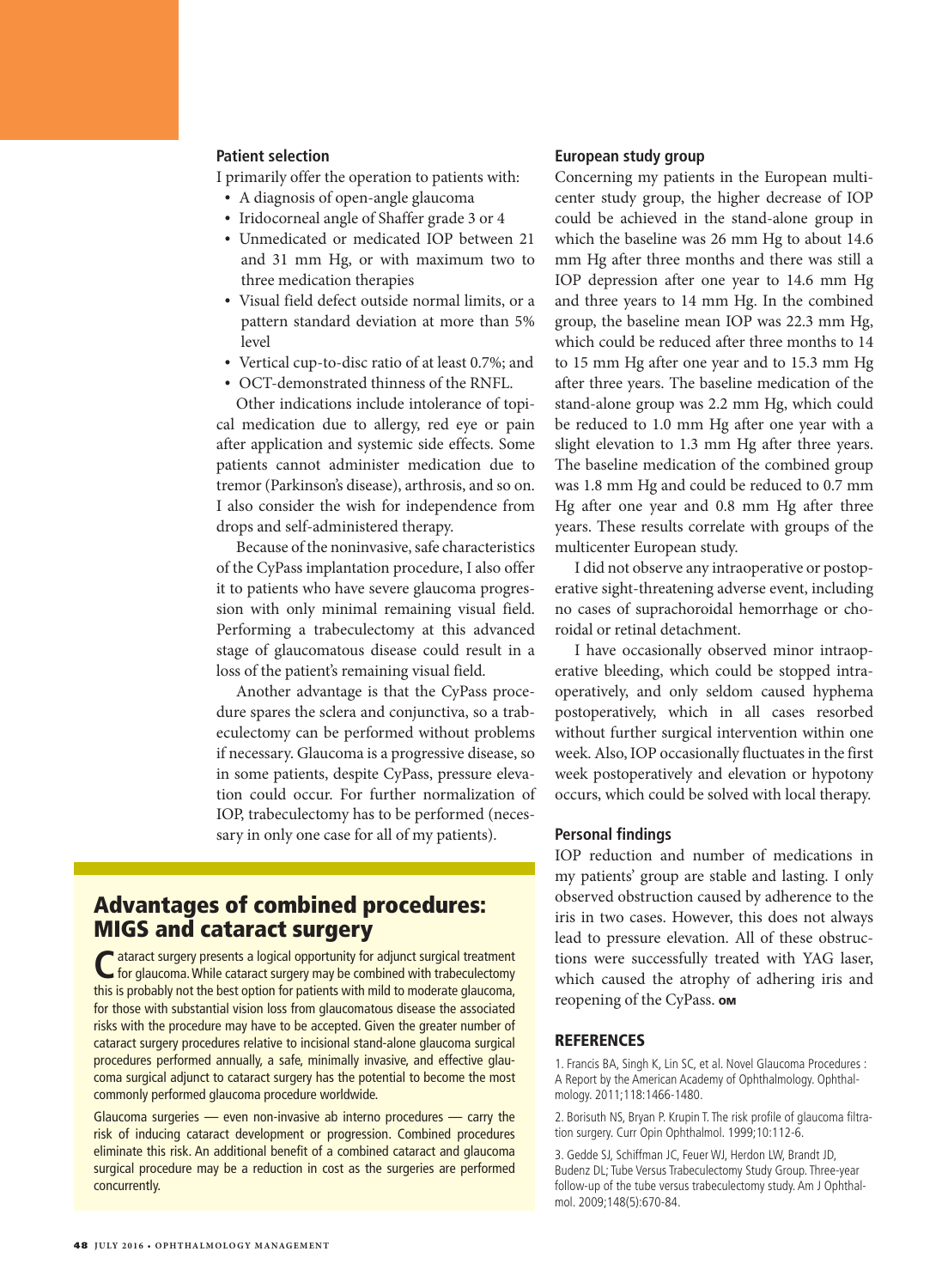### Patient selection

I primarily offer the operation to patients with:

- A diagnosis of open-angle glaucoma
- Iridocorneal angle of Shaffer grade 3 or 4
- Unmedicated or medicated IOP between 21 and 31 mm Hg, or with maximum two to three medication therapies
- Visual field defect outside normal limits, or a pattern standard deviation at more than 5% level
- Vertical cup-to-disc ratio of at least 0.7%; and
- OCT-demonstrated thinness of the RNFL.

Other indications include intolerance of topical medication due to allergy, red eye or pain after application and systemic side effects. Some patients cannot administer medication due to tremor (Parkinson's disease), arthrosis, and so on. I also consider the wish for independence from drops and self-administered therapy.

Because of the noninvasive, safe characteristics of the CyPass implantation procedure, I also offer it to patients who have severe glaucoma progression with only minimal remaining visual field. Performing a trabeculectomy at this advanced stage of glaucomatous disease could result in a loss of the patient's remaining visual field.

Another advantage is that the CyPass procedure spares the sclera and conjunctiva, so a trabeculectomy can be performed without problems if necessary. Glaucoma is a progressive disease, so in some patients, despite CyPass, pressure elevation could occur. For further normalization of IOP, trabeculectomy has to be performed (necessary in only one case for all of my patients).

## Advantages of combined procedures: MIGS and cataract surgery

Cataract surgery presents a logical opportunity for adjunct surgical treatment for glaucoma. While cataract surgery may be combined with trabeculectomy this is probably not the best option for patients with mild to moderate glaucoma, for those with substantial vision loss from glaucomatous disease the associated risks with the procedure may have to be accepted. Given the greater number of cataract surgery procedures performed annually, a safe, minimally invasive, and effective glaucoma surgical adjunct to cataract surgery has the potential to become the most commonly performed glaucoma procedure worldwide.

Glaucoma surgeries — even non-invasive ab interno procedures — carry the risk of inducing cataract development or progression. Combined procedures eliminate this risk. An additional benefit of a combined cataract and glaucoma surgical procedure may be a reduction in cost as the surgeries are performed concurrently.

### European study group

Concerning my patients in the European multicenter study group, the higher decrease of IOP could be achieved in the stand-alone group in which the baseline was 26 mm Hg to about 14.6 mm Hg after three months and there was still a IOP depression after one year to 14.6 mm Hg and three years to 14 mm Hg. In the combined group, the baseline mean IOP was 22.3 mm Hg, which could be reduced after three months to 14 to 15 mm Hg after one year and to 15.3 mm Hg after three years. The baseline medication of the stand-alone group was 2.2 mm Hg, which could be reduced to 1.0 mm Hg after one year with a slight elevation to 1.3 mm Hg after three years. The baseline medication of the combined group was 1.8 mm Hg and could be reduced to 0.7 mm Hg after one year and 0.8 mm Hg after three years. These results correlate with groups of the multicenter European study.

I did not observe any intraoperative or postoperative sight-threatening adverse event, including no cases of suprachoroidal hemorrhage or choroidal or retinal detachment.

I have occasionally observed minor intraoperative bleeding, which could be stopped intraoperatively, and only seldom caused hyphema postoperatively, which in all cases resorbed without further surgical intervention within one week. Also, IOP occasionally fluctuates in the first week postoperatively and elevation or hypotony occurs, which could be solved with local therapy.

### Personal findings

IOP reduction and number of medications in my patients' group are stable and lasting. I only observed obstruction caused by adherence to the iris in two cases. However, this does not always lead to pressure elevation. All of these obstructions were successfully treated with YAG laser, which caused the atrophy of adhering iris and reopening of the CyPass. **OM**

### REFERENCES

1. Francis BA, Singh K, Lin SC, et al. Novel Glaucoma Procedures : A Report by the American Academy of Ophthalmology. Ophthalmology. 2011;118:1466-1480.

2. Borisuth NS, Bryan P. Krupin T. The risk profile of glaucoma filtration surgery. Curr Opin Ophthalmol. 1999;10:112-6.

3. Gedde SJ, Schiffman JC, Feuer WJ, Herdon LW, Brandt JD, Budenz DL; Tube Versus Trabeculectomy Study Group. Three-year follow-up of the tube versus trabeculectomy study. Am J Ophthalmol. 2009;148(5):670-84.